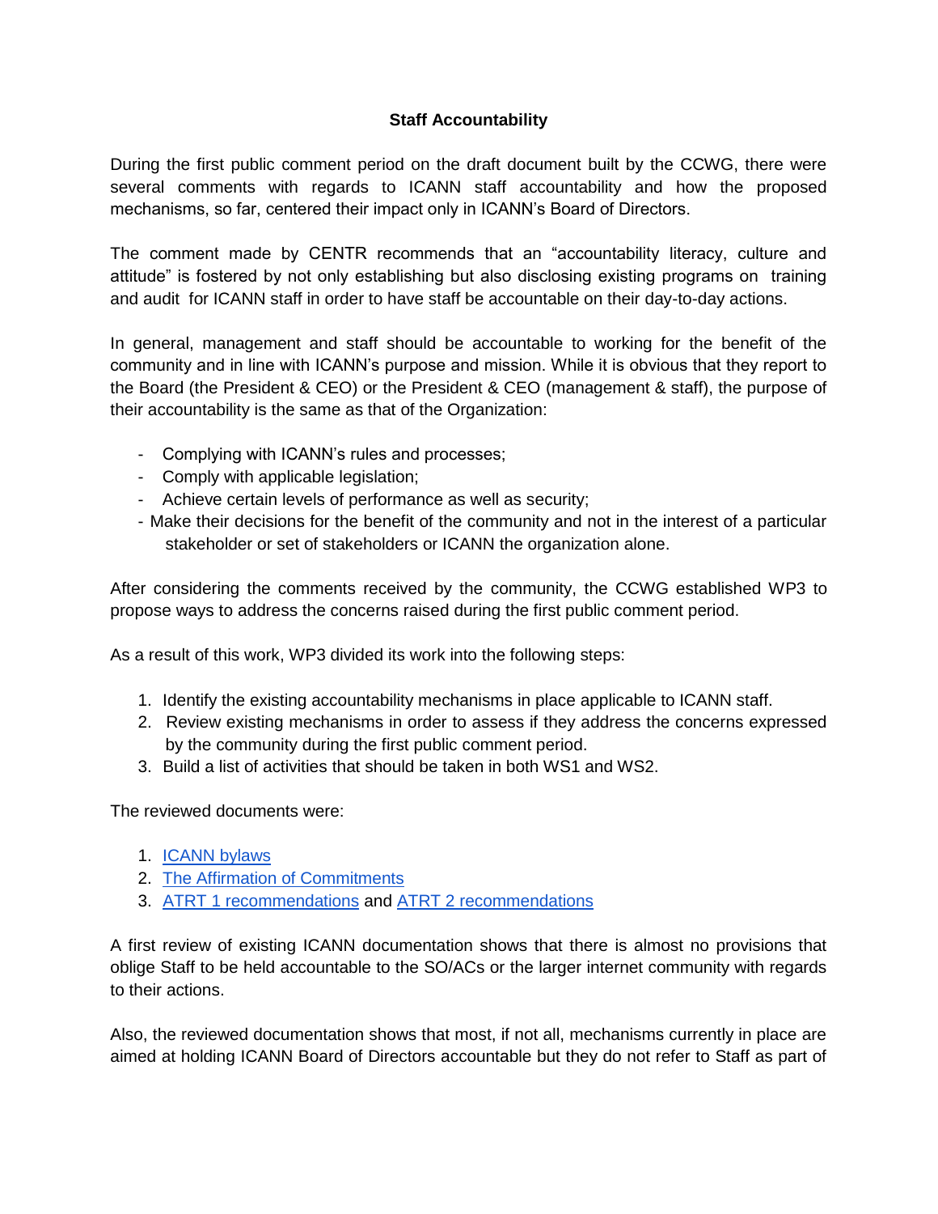# Staff Accountability

During the first public comment period on the draft document built by the CCWG, there were several comments with regards to ICANN staff accountability and how the proposed mechanisms, so far, centered their impact only in ICANN's Board of Directors.

The comment made by CENTR recommends that an "accountability literacy, culture and attitude" is fostered by not only establishing but also disclosing existing programs on training and audit for ICANN staff in order to have staff be accountable on their day-to-day actions.

In general, management and staff should be accountable to working for the benefit of the community and in line with ICANN's purpose and mission. While it is obvious that they report to the Board (the President & CEO) or the President & CEO (management & staff), the purpose of their accountability is the same as that of the Organization:

- Complying with ICANN's rules and processes;
- Comply with applicable legislation;
- Achieve certain levels of performance as well as security;
- Make their decisions for the benefit of the community and not in the interest of a particular stakeholder or set of stakeholders or ICANN the organization alone.

After considering the comments received by the community, the CCWG established WP3 to propose ways to address the concerns raised during the first public comment period.

As a result of this work, WP3 divided its work into the following steps:

1. Identify the existing accountability mechanisms in place applicable to ICANN staff.
2. Review existing mechanisms in order to assess if they address the concerns expressed by the community during the first public comment period.
3. Build a list of activities that should be taken in both WS1 and WS2.

The reviewed documents were:

1. ICANN bylaws
2. The Affirmation of Commitments
3. ATRT 1 recommendations and ATRT 2 recommendations

A first review of existing ICANN documentation shows that there is almost no provisions that oblige Staff to be held accountable to the SO/ACs or the larger internet community with regards to their actions.

Also, the reviewed documentation shows that most, if not all, mechanisms currently in place are aimed at holding ICANN Board of Directors accountable but they do not refer to Staff as part of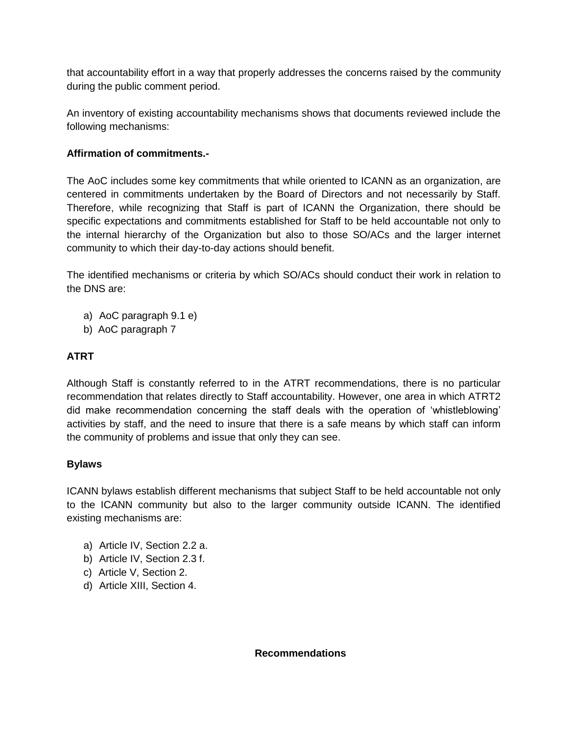that accountability effort in a way that properly addresses the concerns raised by the community during the public comment period.

An inventory of existing accountability mechanisms shows that documents reviewed include the following mechanisms:

**Affirmation of commitments.-**

The AoC includes some key commitments that while oriented to ICANN as an organization, are centered in commitments undertaken by the Board of Directors and not necessarily by Staff. Therefore, while recognizing that Staff is part of ICANN the Organization, there should be specific expectations and commitments established for Staff to be held accountable not only to the internal hierarchy of the Organization but also to those SO/ACs and the larger internet community to which their day-to-day actions should benefit.

The identified mechanisms or criteria by which SO/ACs should conduct their work in relation to the DNS are:

a) AoC paragraph 9.1 e)
b) AoC paragraph 7

**ATRT**

Although Staff is constantly referred to in the ATRT recommendations, there is no particular recommendation that relates directly to Staff accountability. However, one area in which ATRT2 did make recommendation concerning the staff deals with the operation of 'whistleblowing' activities by staff, and the need to insure that there is a safe means by which staff can inform the community of problems and issue that only they can see.

**Bylaws**

ICANN bylaws establish different mechanisms that subject Staff to be held accountable not only to the ICANN community but also to the larger community outside ICANN. The identified existing mechanisms are:

a) Article IV, Section 2.2 a.
b) Article IV, Section 2.3 f.
c) Article V, Section 2.
d) Article XIII, Section 4.

**Recommendations**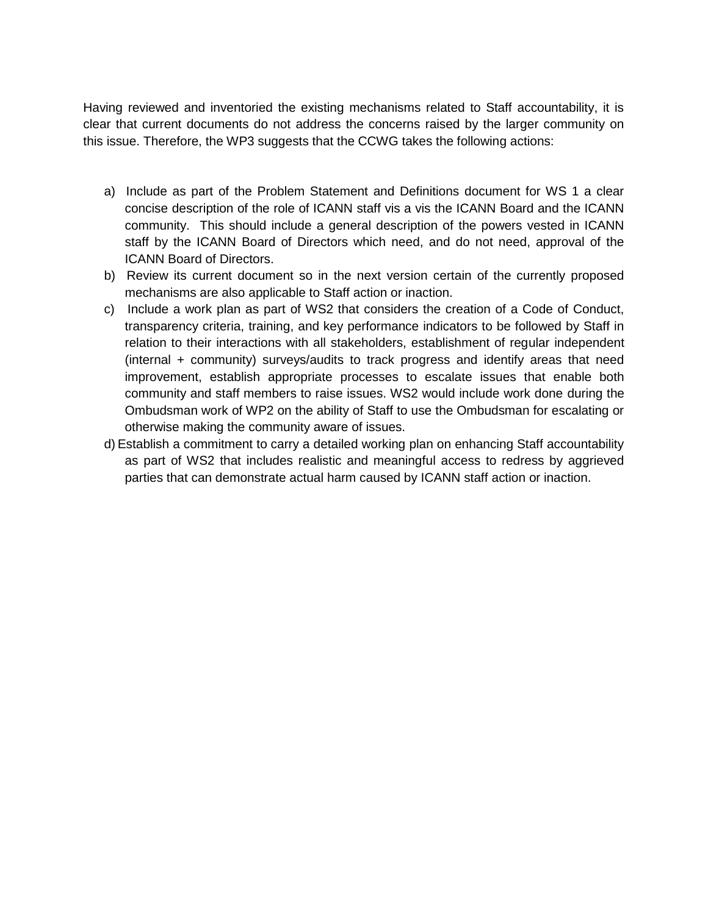Having reviewed and inventoried the existing mechanisms related to Staff accountability, it is clear that current documents do not address the concerns raised by the larger community on this issue. Therefore, the WP3 suggests that the CCWG takes the following actions:

a) Include as part of the Problem Statement and Definitions document for WS 1 a clear concise description of the role of ICANN staff vis a vis the ICANN Board and the ICANN community. This should include a general description of the powers vested in ICANN staff by the ICANN Board of Directors which need, and do not need, approval of the ICANN Board of Directors.

b) Review its current document so in the next version certain of the currently proposed mechanisms are also applicable to Staff action or inaction.

c) Include a work plan as part of WS2 that considers the creation of a Code of Conduct, transparency criteria, training, and key performance indicators to be followed by Staff in relation to their interactions with all stakeholders, establishment of regular independent (internal + community) surveys/audits to track progress and identify areas that need improvement, establish appropriate processes to escalate issues that enable both community and staff members to raise issues. WS2 would include work done during the Ombudsman work of WP2 on the ability of Staff to use the Ombudsman for escalating or otherwise making the community aware of issues.

d) Establish a commitment to carry a detailed working plan on enhancing Staff accountability as part of WS2 that includes realistic and meaningful access to redress by aggrieved parties that can demonstrate actual harm caused by ICANN staff action or inaction.